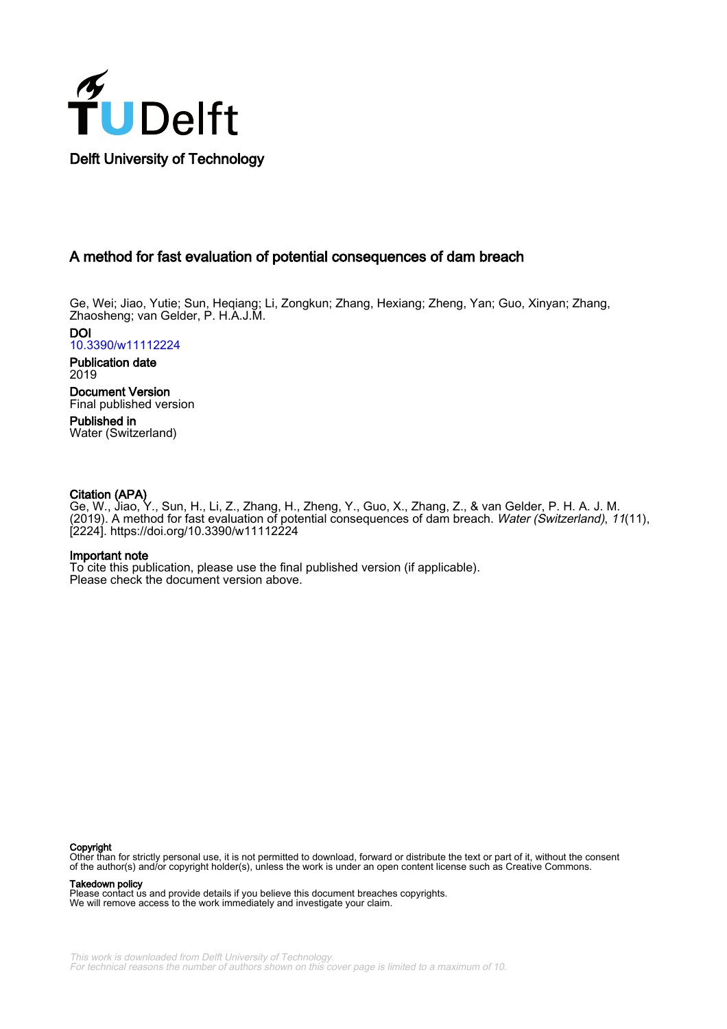Delft University of Technology

# A method for fast evaluation of potential consequences of dam breach

Ge, Wei; Jiao, Yutie; Sun, Heqiang; Li, Zongkun; Zhang, Hexiang; Zheng, Yan; Guo, Xinyan; Zhang, Zhaosheng; van Gelder, P. H.A.J.M.

**DOI**
10.3390/w11112224

**Publication date**
2019

**Document Version**
Final published version

**Published in**
Water (Switzerland)

**Citation (APA)**
Ge, W., Jiao, Y., Sun, H., Li, Z., Zhang, H., Zheng, Y., Guo, X., Zhang, Z., & van Gelder, P. H. A. J. M. (2019). A method for fast evaluation of potential consequences of dam breach. *Water (Switzerland)*, *11*(11), [2224]. https://doi.org/10.3390/w11112224

**Important note**
To cite this publication, please use the final published version (if applicable).
Please check the document version above.

**Copyright**
Other than for strictly personal use, it is not permitted to download, forward or distribute the text or part of it, without the consent of the author(s) and/or copyright holder(s), unless the work is under an open content license such as Creative Commons.

**Takedown policy**
Please contact us and provide details if you believe this document breaches copyrights.
We will remove access to the work immediately and investigate your claim.

*This work is downloaded from Delft University of Technology.*
*For technical reasons the number of authors shown on this cover page is limited to a maximum of 10.*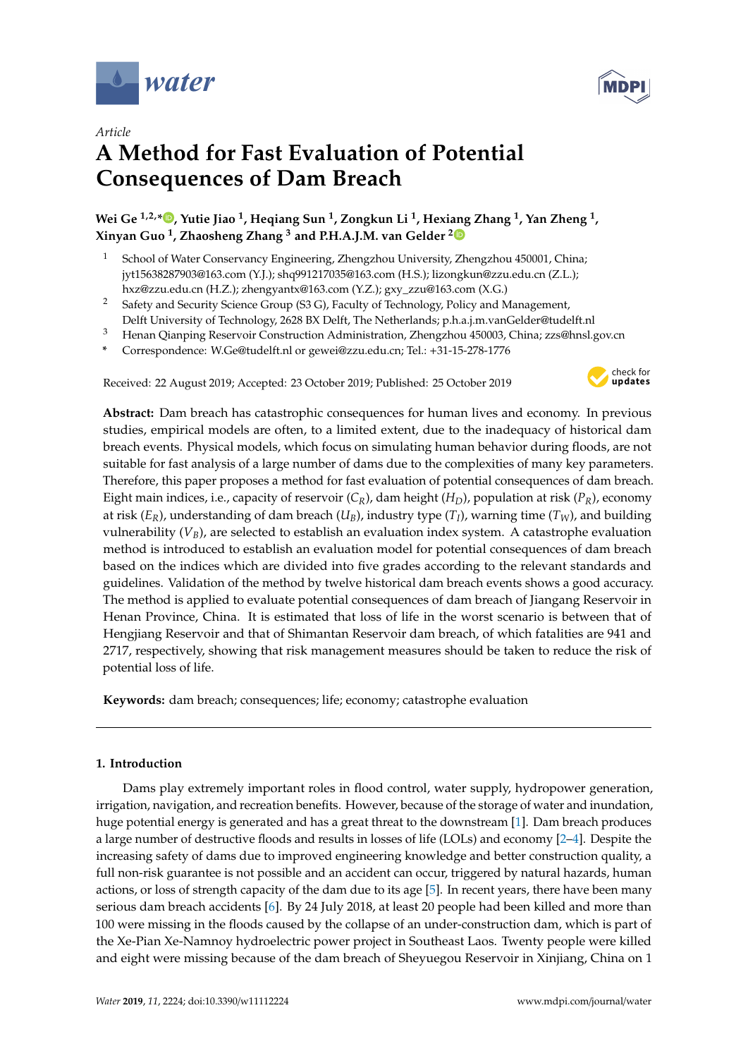Article

# A Method for Fast Evaluation of Potential Consequences of Dam Breach

**Wei Ge [1,2,*], Yutie Jiao [1], Heqiang Sun [1], Zongkun Li [1], Hexiang Zhang [1], Yan Zheng [1], Xinyan Guo [1], Zhaosheng Zhang [3] and P.H.A.J.M. van Gelder [2]**

1. School of Water Conservancy Engineering, Zhengzhou University, Zhengzhou 450001, China; jyt15638287903@163.com (Y.J.); shq991217035@163.com (H.S.); lizongkun@zzu.edu.cn (Z.L.); hxz@zzu.edu.cn (H.Z.); zhengyantx@163.com (Y.Z.); gxy_zzu@163.com (X.G.)
2. Safety and Security Science Group (S3 G), Faculty of Technology, Policy and Management, Delft University of Technology, 2628 BX Delft, The Netherlands; p.h.a.j.m.vanGelder@tudelft.nl
3. Henan Qianping Reservoir Construction Administration, Zhengzhou 450003, China; zzs@hnsl.gov.cn

\* Correspondence: W.Ge@tudelft.nl or gewei@zzu.edu.cn; Tel.: +31-15-278-1776

Received: 22 August 2019; Accepted: 23 October 2019; Published: 25 October 2019

**Abstract:** Dam breach has catastrophic consequences for human lives and economy. In previous studies, empirical models are often, to a limited extent, due to the inadequacy of historical dam breach events. Physical models, which focus on simulating human behavior during floods, are not suitable for fast analysis of a large number of dams due to the complexities of many key parameters. Therefore, this paper proposes a method for fast evaluation of potential consequences of dam breach. Eight main indices, i.e., capacity of reservoir ($C_R$), dam height ($H_D$), population at risk ($P_R$), economy at risk ($E_R$), understanding of dam breach ($U_B$), industry type ($T_I$), warning time ($T_W$), and building vulnerability ($V_B$), are selected to establish an evaluation index system. A catastrophe evaluation method is introduced to establish an evaluation model for potential consequences of dam breach based on the indices which are divided into five grades according to the relevant standards and guidelines. Validation of the method by twelve historical dam breach events shows a good accuracy. The method is applied to evaluate potential consequences of dam breach of Jiangang Reservoir in Henan Province, China. It is estimated that loss of life in the worst scenario is between that of Hengjiang Reservoir and that of Shimantan Reservoir dam breach, of which fatalities are 941 and 2717, respectively, showing that risk management measures should be taken to reduce the risk of potential loss of life.

**Keywords:** dam breach; consequences; life; economy; catastrophe evaluation

## 1. Introduction

Dams play extremely important roles in flood control, water supply, hydropower generation, irrigation, navigation, and recreation benefits. However, because of the storage of water and inundation, huge potential energy is generated and has a great threat to the downstream [1]. Dam breach produces a large number of destructive floods and results in losses of life (LOLs) and economy [2–4]. Despite the increasing safety of dams due to improved engineering knowledge and better construction quality, a full non-risk guarantee is not possible and an accident can occur, triggered by natural hazards, human actions, or loss of strength capacity of the dam due to its age [5]. In recent years, there have been many serious dam breach accidents [6]. By 24 July 2018, at least 20 people had been killed and more than 100 were missing in the floods caused by the collapse of an under-construction dam, which is part of the Xe-Pian Xe-Namnoy hydroelectric power project in Southeast Laos. Twenty people were killed and eight were missing because of the dam breach of Sheyuegou Reservoir in Xinjiang, China on 1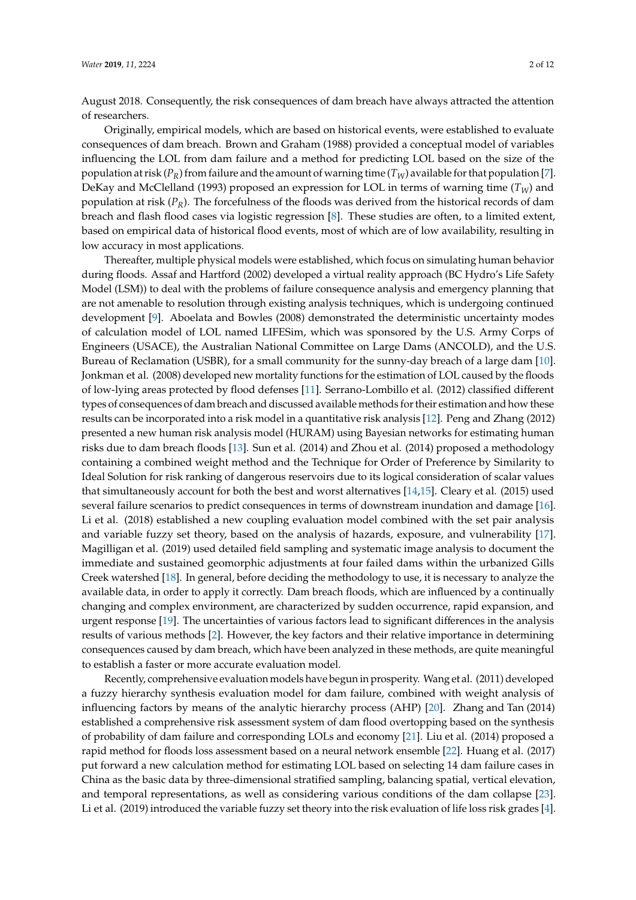August 2018. Consequently, the risk consequences of dam breach have always attracted the attention of researchers.

Originally, empirical models, which are based on historical events, were established to evaluate consequences of dam breach. Brown and Graham (1988) provided a conceptual model of variables influencing the LOL from dam failure and a method for predicting LOL based on the size of the population at risk ($P_R$) from failure and the amount of warning time ($T_W$) available for that population [7]. DeKay and McClelland (1993) proposed an expression for LOL in terms of warning time ($T_W$) and population at risk ($P_R$). The forcefulness of the floods was derived from the historical records of dam breach and flash flood cases via logistic regression [8]. These studies are often, to a limited extent, based on empirical data of historical flood events, most of which are of low availability, resulting in low accuracy in most applications.

Thereafter, multiple physical models were established, which focus on simulating human behavior during floods. Assaf and Hartford (2002) developed a virtual reality approach (BC Hydro's Life Safety Model (LSM)) to deal with the problems of failure consequence analysis and emergency planning that are not amenable to resolution through existing analysis techniques, which is undergoing continued development [9]. Aboelata and Bowles (2008) demonstrated the deterministic uncertainty modes of calculation model of LOL named LIFESim, which was sponsored by the U.S. Army Corps of Engineers (USACE), the Australian National Committee on Large Dams (ANCOLD), and the U.S. Bureau of Reclamation (USBR), for a small community for the sunny-day breach of a large dam [10]. Jonkman et al. (2008) developed new mortality functions for the estimation of LOL caused by the floods of low-lying areas protected by flood defenses [11]. Serrano-Lombillo et al. (2012) classified different types of consequences of dam breach and discussed available methods for their estimation and how these results can be incorporated into a risk model in a quantitative risk analysis [12]. Peng and Zhang (2012) presented a new human risk analysis model (HURAM) using Bayesian networks for estimating human risks due to dam breach floods [13]. Sun et al. (2014) and Zhou et al. (2014) proposed a methodology containing a combined weight method and the Technique for Order of Preference by Similarity to Ideal Solution for risk ranking of dangerous reservoirs due to its logical consideration of scalar values that simultaneously account for both the best and worst alternatives [14,15]. Cleary et al. (2015) used several failure scenarios to predict consequences in terms of downstream inundation and damage [16]. Li et al. (2018) established a new coupling evaluation model combined with the set pair analysis and variable fuzzy set theory, based on the analysis of hazards, exposure, and vulnerability [17]. Magilligan et al. (2019) used detailed field sampling and systematic image analysis to document the immediate and sustained geomorphic adjustments at four failed dams within the urbanized Gills Creek watershed [18]. In general, before deciding the methodology to use, it is necessary to analyze the available data, in order to apply it correctly. Dam breach floods, which are influenced by a continually changing and complex environment, are characterized by sudden occurrence, rapid expansion, and urgent response [19]. The uncertainties of various factors lead to significant differences in the analysis results of various methods [2]. However, the key factors and their relative importance in determining consequences caused by dam breach, which have been analyzed in these methods, are quite meaningful to establish a faster or more accurate evaluation model.

Recently, comprehensive evaluation models have begun in prosperity. Wang et al. (2011) developed a fuzzy hierarchy synthesis evaluation model for dam failure, combined with weight analysis of influencing factors by means of the analytic hierarchy process (AHP) [20]. Zhang and Tan (2014) established a comprehensive risk assessment system of dam flood overtopping based on the synthesis of probability of dam failure and corresponding LOLs and economy [21]. Liu et al. (2014) proposed a rapid method for floods loss assessment based on a neural network ensemble [22]. Huang et al. (2017) put forward a new calculation method for estimating LOL based on selecting 14 dam failure cases in China as the basic data by three-dimensional stratified sampling, balancing spatial, vertical elevation, and temporal representations, as well as considering various conditions of the dam collapse [23]. Li et al. (2019) introduced the variable fuzzy set theory into the risk evaluation of life loss risk grades [4].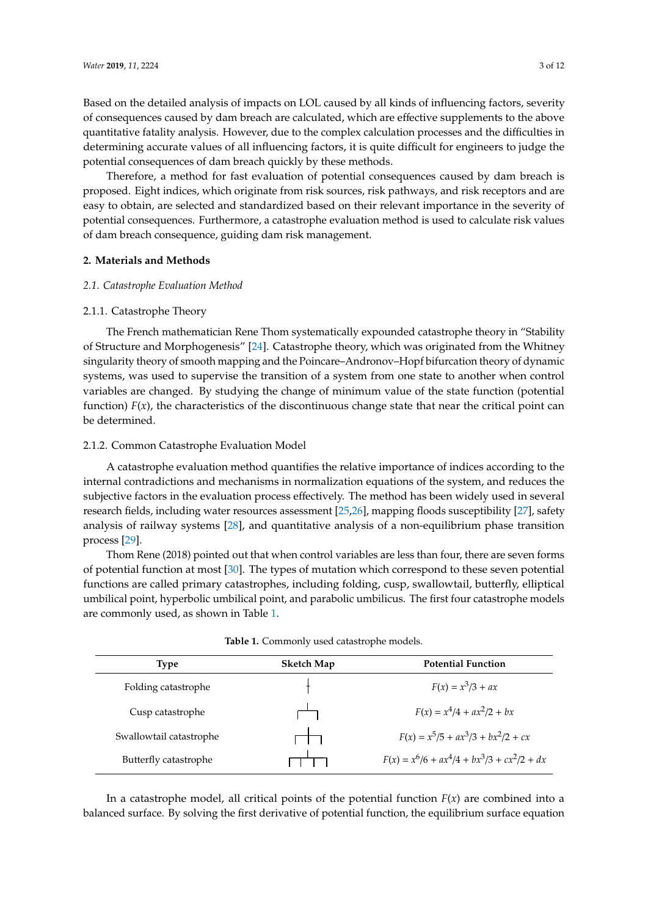Based on the detailed analysis of impacts on LOL caused by all kinds of influencing factors, severity of consequences caused by dam breach are calculated, which are effective supplements to the above quantitative fatality analysis. However, due to the complex calculation processes and the difficulties in determining accurate values of all influencing factors, it is quite difficult for engineers to judge the potential consequences of dam breach quickly by these methods.

Therefore, a method for fast evaluation of potential consequences caused by dam breach is proposed. Eight indices, which originate from risk sources, risk pathways, and risk receptors and are easy to obtain, are selected and standardized based on their relevant importance in the severity of potential consequences. Furthermore, a catastrophe evaluation method is used to calculate risk values of dam breach consequence, guiding dam risk management.

## 2. Materials and Methods

### 2.1. Catastrophe Evaluation Method

#### 2.1.1. Catastrophe Theory

The French mathematician Rene Thom systematically expounded catastrophe theory in "Stability of Structure and Morphogenesis" [24]. Catastrophe theory, which was originated from the Whitney singularity theory of smooth mapping and the Poincare–Andronov–Hopf bifurcation theory of dynamic systems, was used to supervise the transition of a system from one state to another when control variables are changed. By studying the change of minimum value of the state function (potential function) $F(x)$, the characteristics of the discontinuous change state that near the critical point can be determined.

#### 2.1.2. Common Catastrophe Evaluation Model

A catastrophe evaluation method quantifies the relative importance of indices according to the internal contradictions and mechanisms in normalization equations of the system, and reduces the subjective factors in the evaluation process effectively. The method has been widely used in several research fields, including water resources assessment [25,26], mapping floods susceptibility [27], safety analysis of railway systems [28], and quantitative analysis of a non-equilibrium phase transition process [29].

Thom Rene (2018) pointed out that when control variables are less than four, there are seven forms of potential function at most [30]. The types of mutation which correspond to these seven potential functions are called primary catastrophes, including folding, cusp, swallowtail, butterfly, elliptical umbilical point, hyperbolic umbilical point, and parabolic umbilicus. The first four catastrophe models are commonly used, as shown in Table 1.

**Table 1.** Commonly used catastrophe models.

| Type | Sketch Map | Potential Function |
|---|---|---|
| Folding catastrophe | | $F(x) = x^3/3 + ax$ |
| Cusp catastrophe | | $F(x) = x^4/4 + ax^2/2 + bx$ |
| Swallowtail catastrophe | | $F(x) = x^5/5 + ax^3/3 + bx^2/2 + cx$ |
| Butterfly catastrophe | | $F(x) = x^6/6 + ax^4/4 + bx^3/3 + cx^2/2 + dx$ |

In a catastrophe model, all critical points of the potential function $F(x)$ are combined into a balanced surface. By solving the first derivative of potential function, the equilibrium surface equation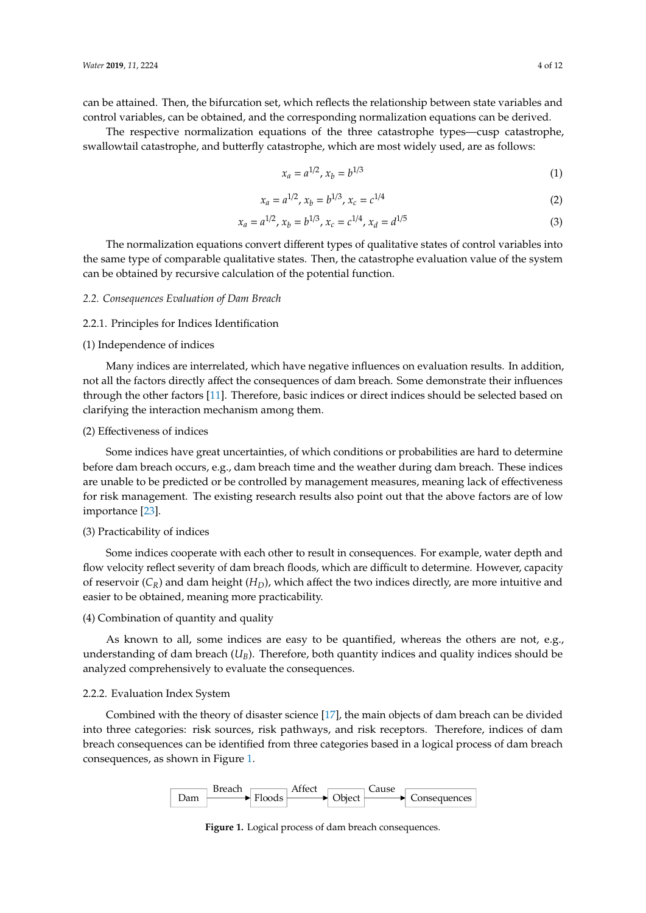can be attained. Then, the bifurcation set, which reflects the relationship between state variables and control variables, can be obtained, and the corresponding normalization equations can be derived.

The respective normalization equations of the three catastrophe types—cusp catastrophe, swallowtail catastrophe, and butterfly catastrophe, which are most widely used, are as follows:

$$x_a = a^{1/2}, x_b = b^{1/3} \tag{1}$$

$$x_a = a^{1/2}, x_b = b^{1/3}, x_c = c^{1/4} \tag{2}$$

$$x_a = a^{1/2}, x_b = b^{1/3}, x_c = c^{1/4}, x_d = d^{1/5} \tag{3}$$

The normalization equations convert different types of qualitative states of control variables into the same type of comparable qualitative states. Then, the catastrophe evaluation value of the system can be obtained by recursive calculation of the potential function.

## 2.2. Consequences Evaluation of Dam Breach

### 2.2.1. Principles for Indices Identification

(1) Independence of indices

Many indices are interrelated, which have negative influences on evaluation results. In addition, not all the factors directly affect the consequences of dam breach. Some demonstrate their influences through the other factors [11]. Therefore, basic indices or direct indices should be selected based on clarifying the interaction mechanism among them.

(2) Effectiveness of indices

Some indices have great uncertainties, of which conditions or probabilities are hard to determine before dam breach occurs, e.g., dam breach time and the weather during dam breach. These indices are unable to be predicted or be controlled by management measures, meaning lack of effectiveness for risk management. The existing research results also point out that the above factors are of low importance [23].

(3) Practicability of indices

Some indices cooperate with each other to result in consequences. For example, water depth and flow velocity reflect severity of dam breach floods, which are difficult to determine. However, capacity of reservoir ($C_R$) and dam height ($H_D$), which affect the two indices directly, are more intuitive and easier to be obtained, meaning more practicability.

(4) Combination of quantity and quality

As known to all, some indices are easy to be quantified, whereas the others are not, e.g., understanding of dam breach ($U_B$). Therefore, both quantity indices and quality indices should be analyzed comprehensively to evaluate the consequences.

### 2.2.2. Evaluation Index System

Combined with the theory of disaster science [17], the main objects of dam breach can be divided into three categories: risk sources, risk pathways, and risk receptors. Therefore, indices of dam breach consequences can be identified from three categories based in a logical process of dam breach consequences, as shown in Figure 1.

Dam —Breach→ Floods —Affect→ Object —Cause→ Consequences

**Figure 1.** Logical process of dam breach consequences.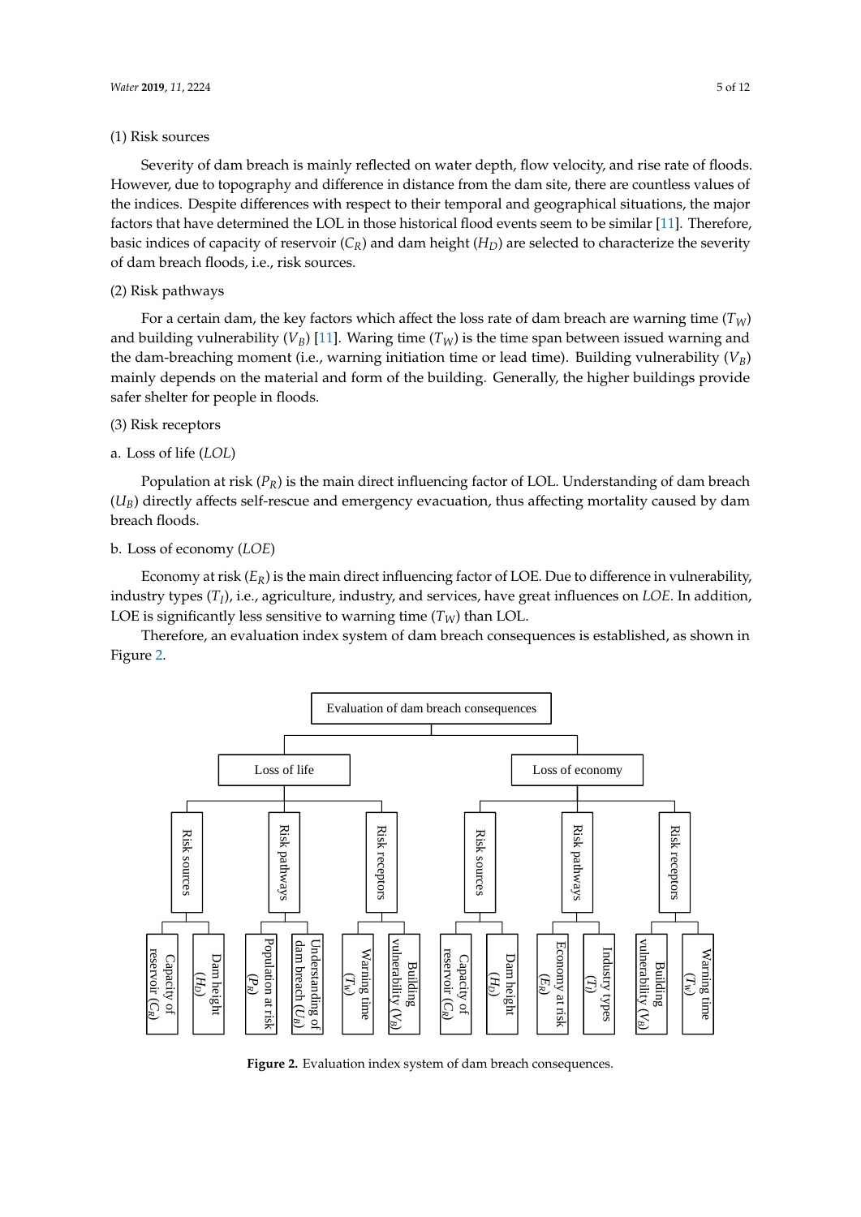(1) Risk sources

Severity of dam breach is mainly reflected on water depth, flow velocity, and rise rate of floods. However, due to topography and difference in distance from the dam site, there are countless values of the indices. Despite differences with respect to their temporal and geographical situations, the major factors that have determined the LOL in those historical flood events seem to be similar [11]. Therefore, basic indices of capacity of reservoir ($C_R$) and dam height ($H_D$) are selected to characterize the severity of dam breach floods, i.e., risk sources.

(2) Risk pathways

For a certain dam, the key factors which affect the loss rate of dam breach are warning time ($T_W$) and building vulnerability ($V_B$) [11]. Waring time ($T_W$) is the time span between issued warning and the dam-breaching moment (i.e., warning initiation time or lead time). Building vulnerability ($V_B$) mainly depends on the material and form of the building. Generally, the higher buildings provide safer shelter for people in floods.

(3) Risk receptors

a. Loss of life (*LOL*)

Population at risk ($P_R$) is the main direct influencing factor of LOL. Understanding of dam breach ($U_B$) directly affects self-rescue and emergency evacuation, thus affecting mortality caused by dam breach floods.

b. Loss of economy (*LOE*)

Economy at risk ($E_R$) is the main direct influencing factor of LOE. Due to difference in vulnerability, industry types ($T_I$), i.e., agriculture, industry, and services, have great influences on *LOE*. In addition, LOE is significantly less sensitive to warning time ($T_W$) than LOL.

Therefore, an evaluation index system of dam breach consequences is established, as shown in Figure 2.

- Evaluation of dam breach consequences
  - Loss of life
    - Risk sources
      - Capacity of reservoir ($C_R$)
      - Dam height ($H_D$)
    - Risk pathways
      - Population at risk ($P_R$)
      - Understanding of dam breach ($U_B$)
    - Risk receptors
      - Warning time ($T_W$)
      - Building vulnerability ($V_B$)
  - Loss of economy
    - Risk sources
      - Capacity of reservoir ($C_R$)
      - Dam height ($H_D$)
    - Risk pathways
      - Economy at risk ($E_R$)
      - Industry types ($T_I$)
    - Risk receptors
      - Building vulnerability ($V_B$)
      - Warning time ($T_W$)

**Figure 2.** Evaluation index system of dam breach consequences.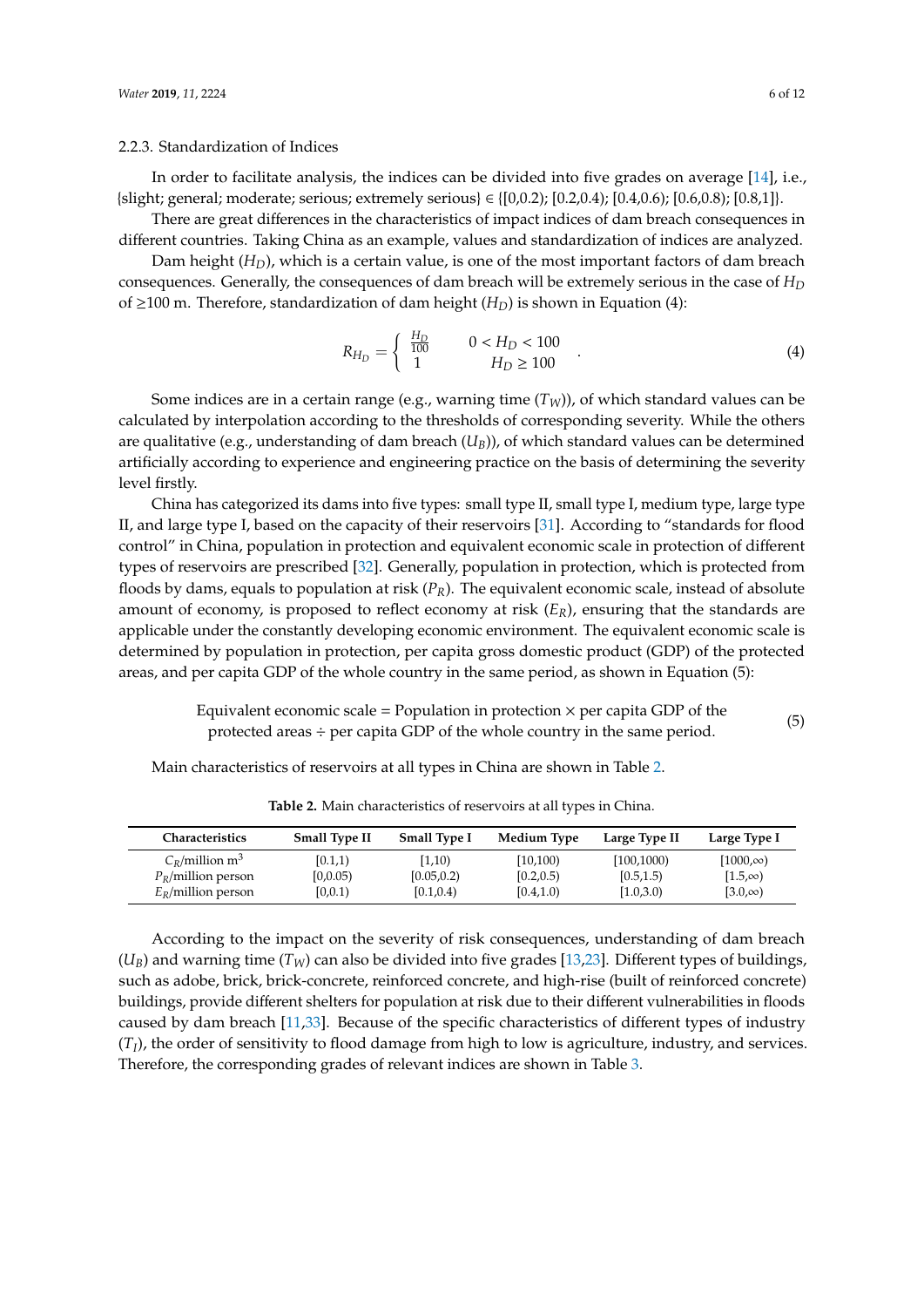### 2.2.3. Standardization of Indices

In order to facilitate analysis, the indices can be divided into five grades on average [14], i.e., {slight; general; moderate; serious; extremely serious} ∈ {[0,0.2); [0.2,0.4); [0.4,0.6); [0.6,0.8); [0.8,1]}.

There are great differences in the characteristics of impact indices of dam breach consequences in different countries. Taking China as an example, values and standardization of indices are analyzed.

Dam height ($H_D$), which is a certain value, is one of the most important factors of dam breach consequences. Generally, the consequences of dam breach will be extremely serious in the case of $H_D$ of ≥100 m. Therefore, standardization of dam height ($H_D$) is shown in Equation (4):

$$R_{H_D} = \begin{cases} \frac{H_D}{100} & 0 < H_D < 100 \\ 1 & H_D \geq 100 \end{cases}. \tag{4}$$

Some indices are in a certain range (e.g., warning time ($T_W$)), of which standard values can be calculated by interpolation according to the thresholds of corresponding severity. While the others are qualitative (e.g., understanding of dam breach ($U_B$)), of which standard values can be determined artificially according to experience and engineering practice on the basis of determining the severity level firstly.

China has categorized its dams into five types: small type II, small type I, medium type, large type II, and large type I, based on the capacity of their reservoirs [31]. According to "standards for flood control" in China, population in protection and equivalent economic scale in protection of different types of reservoirs are prescribed [32]. Generally, population in protection, which is protected from floods by dams, equals to population at risk ($P_R$). The equivalent economic scale, instead of absolute amount of economy, is proposed to reflect economy at risk ($E_R$), ensuring that the standards are applicable under the constantly developing economic environment. The equivalent economic scale is determined by population in protection, per capita gross domestic product (GDP) of the protected areas, and per capita GDP of the whole country in the same period, as shown in Equation (5):

$$\text{Equivalent economic scale} = \text{Population in protection} \times \text{per capita GDP of the protected areas} \div \text{per capita GDP of the whole country in the same period}. \tag{5}$$

Main characteristics of reservoirs at all types in China are shown in Table 2.

**Table 2.** Main characteristics of reservoirs at all types in China.

| Characteristics | Small Type II | Small Type I | Medium Type | Large Type II | Large Type I |
|---|---|---|---|---|---|
| $C_R$/million m$^3$ | [0.1,1) | [1,10) | [10,100) | [100,1000) | [1000,∞) |
| $P_R$/million person | [0,0.05) | [0.05,0.2) | [0.2,0.5) | [0.5,1.5) | [1.5,∞) |
| $E_R$/million person | [0,0.1) | [0.1,0.4) | [0.4,1.0) | [1.0,3.0) | [3.0,∞) |

According to the impact on the severity of risk consequences, understanding of dam breach ($U_B$) and warning time ($T_W$) can also be divided into five grades [13,23]. Different types of buildings, such as adobe, brick, brick-concrete, reinforced concrete, and high-rise (built of reinforced concrete) buildings, provide different shelters for population at risk due to their different vulnerabilities in floods caused by dam breach [11,33]. Because of the specific characteristics of different types of industry ($T_I$), the order of sensitivity to flood damage from high to low is agriculture, industry, and services. Therefore, the corresponding grades of relevant indices are shown in Table 3.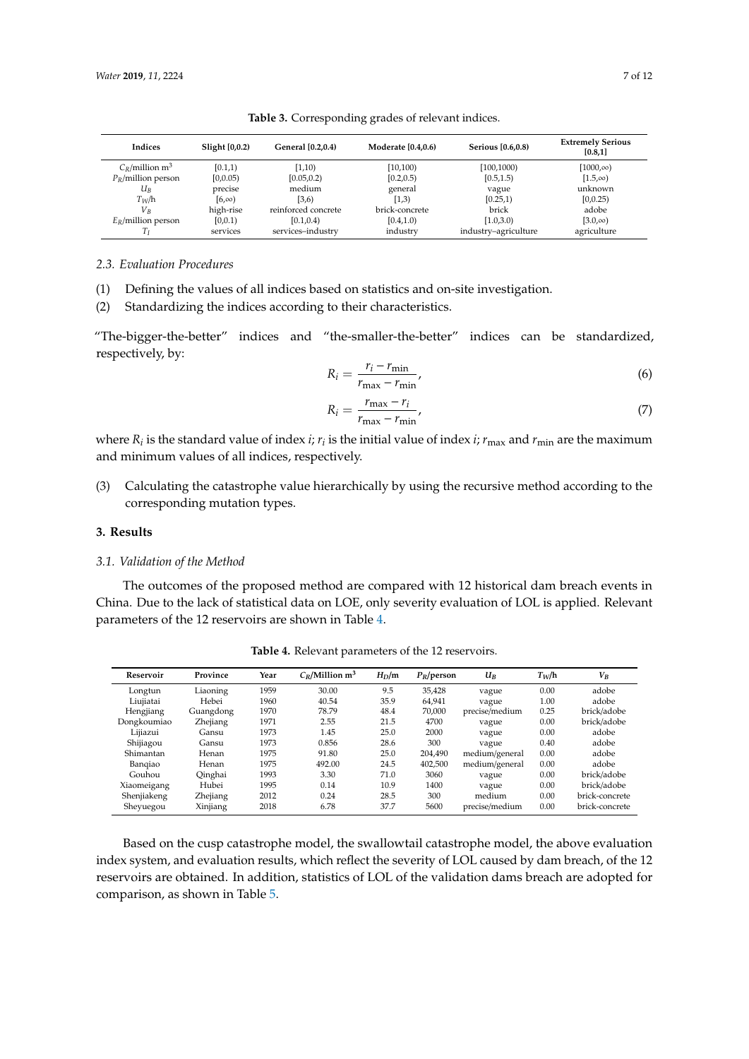**Table 3.** Corresponding grades of relevant indices.

| Indices | Slight [0,0.2) | General [0.2,0.4) | Moderate [0.4,0.6) | Serious [0.6,0.8) | Extremely Serious [0.8,1] |
|---|---|---|---|---|---|
| $C_R$/million m$^3$ | [0.1,1) | [1,10) | [10,100) | [100,1000) | [1000,∞) |
| $P_R$/million person | [0,0.05) | [0.05,0.2) | [0.2,0.5) | [0.5,1.5) | [1.5,∞) |
| $U_B$ | precise | medium | general | vague | unknown |
| $T_W$/h | [6,∞) | [3,6) | [1,3) | [0.25,1) | [0,0.25) |
| $V_B$ | high-rise | reinforced concrete | brick-concrete | brick | adobe |
| $E_R$/million person | [0,0.1) | [0.1,0.4) | [0.4,1.0) | [1.0,3.0) | [3.0,∞) |
| $T_I$ | services | services–industry | industry | industry–agriculture | agriculture |

### 2.3. Evaluation Procedures

(1) Defining the values of all indices based on statistics and on-site investigation.

(2) Standardizing the indices according to their characteristics.

"The-bigger-the-better" indices and "the-smaller-the-better" indices can be standardized, respectively, by:

$$R_i = \frac{r_i - r_{\min}}{r_{\max} - r_{\min}}, \tag{6}$$

$$R_i = \frac{r_{\max} - r_i}{r_{\max} - r_{\min}}, \tag{7}$$

where $R_i$ is the standard value of index $i$; $r_i$ is the initial value of index $i$; $r_{\max}$ and $r_{\min}$ are the maximum and minimum values of all indices, respectively.

(3) Calculating the catastrophe value hierarchically by using the recursive method according to the corresponding mutation types.

## 3. Results

### 3.1. Validation of the Method

The outcomes of the proposed method are compared with 12 historical dam breach events in China. Due to the lack of statistical data on LOE, only severity evaluation of LOL is applied. Relevant parameters of the 12 reservoirs are shown in Table 4.

**Table 4.** Relevant parameters of the 12 reservoirs.

| Reservoir | Province | Year | $C_R$/Million m$^3$ | $H_D$/m | $P_R$/person | $U_B$ | $T_W$/h | $V_B$ |
|---|---|---|---|---|---|---|---|---|
| Longtun | Liaoning | 1959 | 30.00 | 9.5 | 35,428 | vague | 0.00 | adobe |
| Liujiatai | Hebei | 1960 | 40.54 | 35.9 | 64,941 | vague | 1.00 | adobe |
| Hengjiang | Guangdong | 1970 | 78.79 | 48.4 | 70,000 | precise/medium | 0.25 | brick/adobe |
| Dongkoumiao | Zhejiang | 1971 | 2.55 | 21.5 | 4700 | vague | 0.00 | brick/adobe |
| Lijiazui | Gansu | 1973 | 1.45 | 25.0 | 2000 | vague | 0.00 | adobe |
| Shijiagou | Gansu | 1973 | 0.856 | 28.6 | 300 | vague | 0.40 | adobe |
| Shimantan | Henan | 1975 | 91.80 | 25.0 | 204,490 | medium/general | 0.00 | adobe |
| Banqiao | Henan | 1975 | 492.00 | 24.5 | 402,500 | medium/general | 0.00 | adobe |
| Gouhou | Qinghai | 1993 | 3.30 | 71.0 | 3060 | vague | 0.00 | brick/adobe |
| Xiaomeigang | Hubei | 1995 | 0.14 | 10.9 | 1400 | vague | 0.00 | brick/adobe |
| Shenjiakeng | Zhejiang | 2012 | 0.24 | 28.5 | 300 | medium | 0.00 | brick-concrete |
| Sheyuegou | Xinjiang | 2018 | 6.78 | 37.7 | 5600 | precise/medium | 0.00 | brick-concrete |

Based on the cusp catastrophe model, the swallowtail catastrophe model, the above evaluation index system, and evaluation results, which reflect the severity of LOL caused by dam breach, of the 12 reservoirs are obtained. In addition, statistics of LOL of the validation dams breach are adopted for comparison, as shown in Table 5.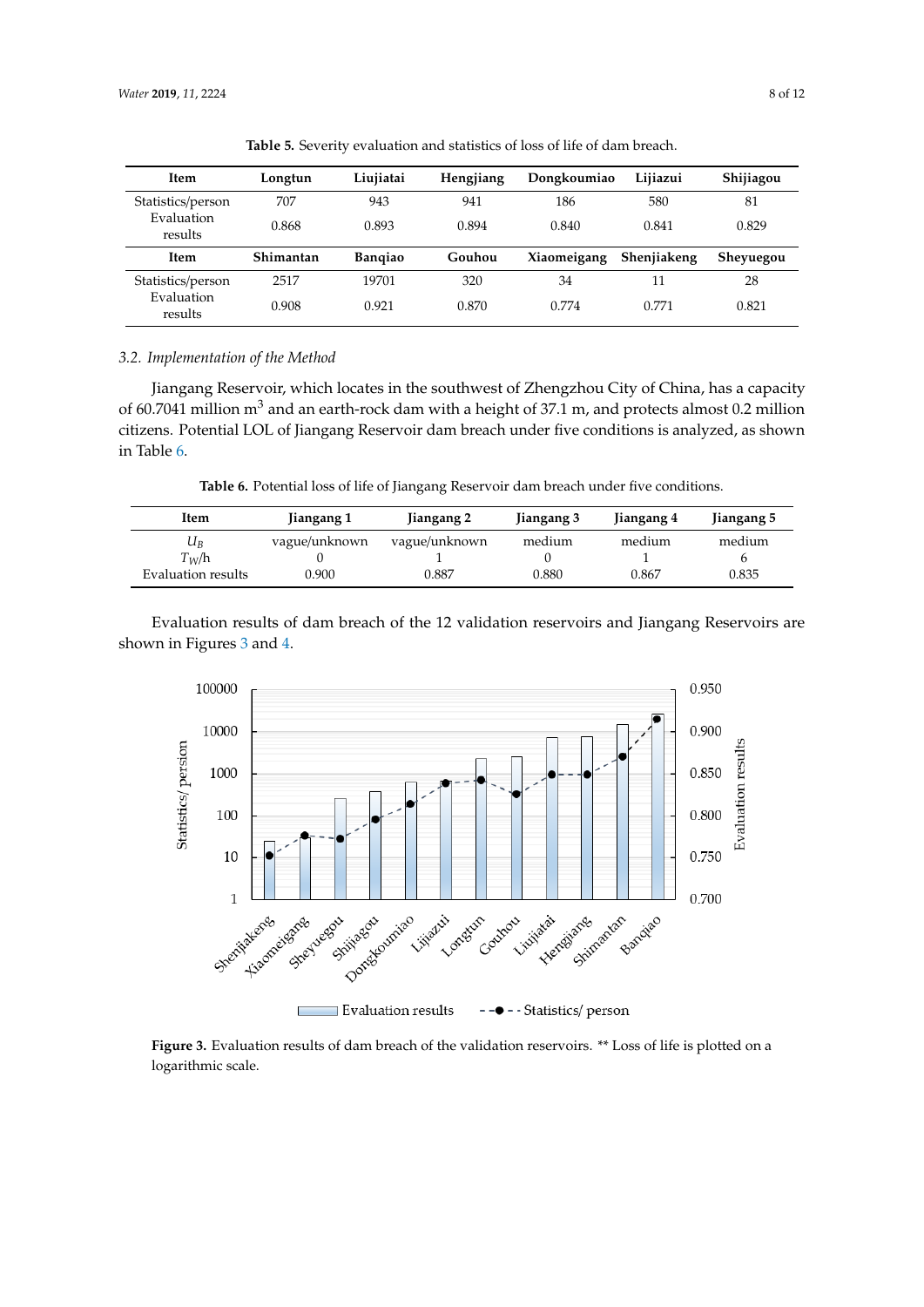**Table 5.** Severity evaluation and statistics of loss of life of dam breach.

| Item | Longtun | Liujiatai | Hengjiang | Dongkoumiao | Lijiazui | Shijiagou |
|---|---|---|---|---|---|---|
| Statistics/person | 707 | 943 | 941 | 186 | 580 | 81 |
| Evaluation results | 0.868 | 0.893 | 0.894 | 0.840 | 0.841 | 0.829 |
| **Item** | **Shimantan** | **Banqiao** | **Gouhou** | **Xiaomeigang** | **Shenjiakeng** | **Sheyuegou** |
| Statistics/person | 2517 | 19701 | 320 | 34 | 11 | 28 |
| Evaluation results | 0.908 | 0.921 | 0.870 | 0.774 | 0.771 | 0.821 |

### 3.2. Implementation of the Method

Jiangang Reservoir, which locates in the southwest of Zhengzhou City of China, has a capacity of 60.7041 million $m^3$ and an earth-rock dam with a height of 37.1 m, and protects almost 0.2 million citizens. Potential LOL of Jiangang Reservoir dam breach under five conditions is analyzed, as shown in Table 6.

**Table 6.** Potential loss of life of Jiangang Reservoir dam breach under five conditions.

| Item | Jiangang 1 | Jiangang 2 | Jiangang 3 | Jiangang 4 | Jiangang 5 |
|---|---|---|---|---|---|
| $U_B$ | vague/unknown | vague/unknown | medium | medium | medium |
| $T_W$/h | 0 | 1 | 0 | 1 | 6 |
| Evaluation results | 0.900 | 0.887 | 0.880 | 0.867 | 0.835 |

Evaluation results of dam breach of the 12 validation reservoirs and Jiangang Reservoirs are shown in Figures 3 and 4.

**Figure 3.** Evaluation results of dam breach of the validation reservoirs. ** Loss of life is plotted on a logarithmic scale.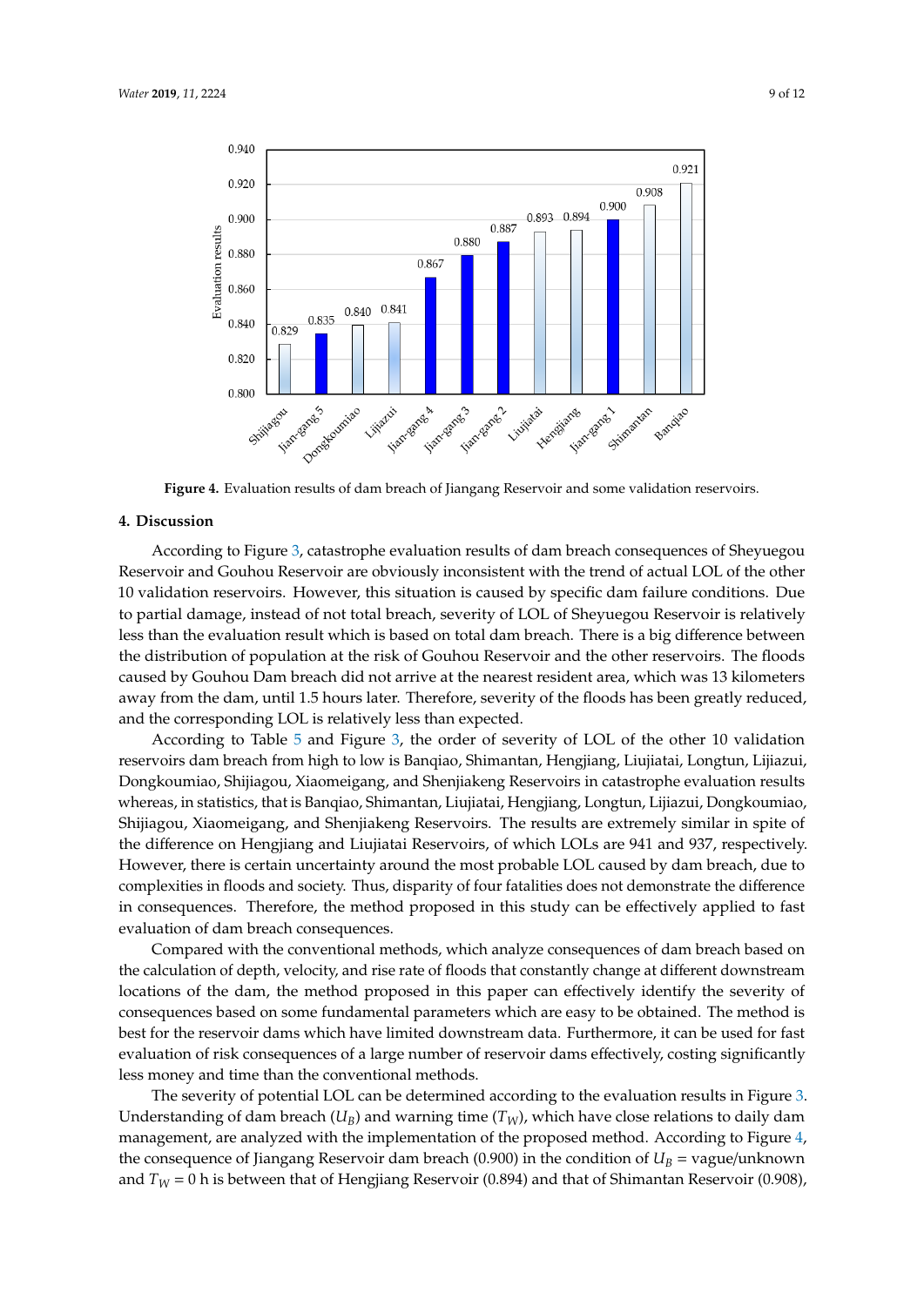**Figure 4.** Evaluation results of dam breach of Jiangang Reservoir and some validation reservoirs.

## 4. Discussion

According to Figure 3, catastrophe evaluation results of dam breach consequences of Sheyuegou Reservoir and Gouhou Reservoir are obviously inconsistent with the trend of actual LOL of the other 10 validation reservoirs. However, this situation is caused by specific dam failure conditions. Due to partial damage, instead of not total breach, severity of LOL of Sheyuegou Reservoir is relatively less than the evaluation result which is based on total dam breach. There is a big difference between the distribution of population at the risk of Gouhou Reservoir and the other reservoirs. The floods caused by Gouhou Dam breach did not arrive at the nearest resident area, which was 13 kilometers away from the dam, until 1.5 hours later. Therefore, severity of the floods has been greatly reduced, and the corresponding LOL is relatively less than expected.

According to Table 5 and Figure 3, the order of severity of LOL of the other 10 validation reservoirs dam breach from high to low is Banqiao, Shimantan, Hengjiang, Liujiatai, Longtun, Lijiazui, Dongkoumiao, Shijiagou, Xiaomeigang, and Shenjiakeng Reservoirs in catastrophe evaluation results whereas, in statistics, that is Banqiao, Shimantan, Liujiatai, Hengjiang, Longtun, Lijiazui, Dongkoumiao, Shijiagou, Xiaomeigang, and Shenjiakeng Reservoirs. The results are extremely similar in spite of the difference on Hengjiang and Liujiatai Reservoirs, of which LOLs are 941 and 937, respectively. However, there is certain uncertainty around the most probable LOL caused by dam breach, due to complexities in floods and society. Thus, disparity of four fatalities does not demonstrate the difference in consequences. Therefore, the method proposed in this study can be effectively applied to fast evaluation of dam breach consequences.

Compared with the conventional methods, which analyze consequences of dam breach based on the calculation of depth, velocity, and rise rate of floods that constantly change at different downstream locations of the dam, the method proposed in this paper can effectively identify the severity of consequences based on some fundamental parameters which are easy to be obtained. The method is best for the reservoir dams which have limited downstream data. Furthermore, it can be used for fast evaluation of risk consequences of a large number of reservoir dams effectively, costing significantly less money and time than the conventional methods.

The severity of potential LOL can be determined according to the evaluation results in Figure 3. Understanding of dam breach ($U_B$) and warning time ($T_W$), which have close relations to daily dam management, are analyzed with the implementation of the proposed method. According to Figure 4, the consequence of Jiangang Reservoir dam breach (0.900) in the condition of $U_B$ = vague/unknown and $T_W$ = 0 h is between that of Hengjiang Reservoir (0.894) and that of Shimantan Reservoir (0.908),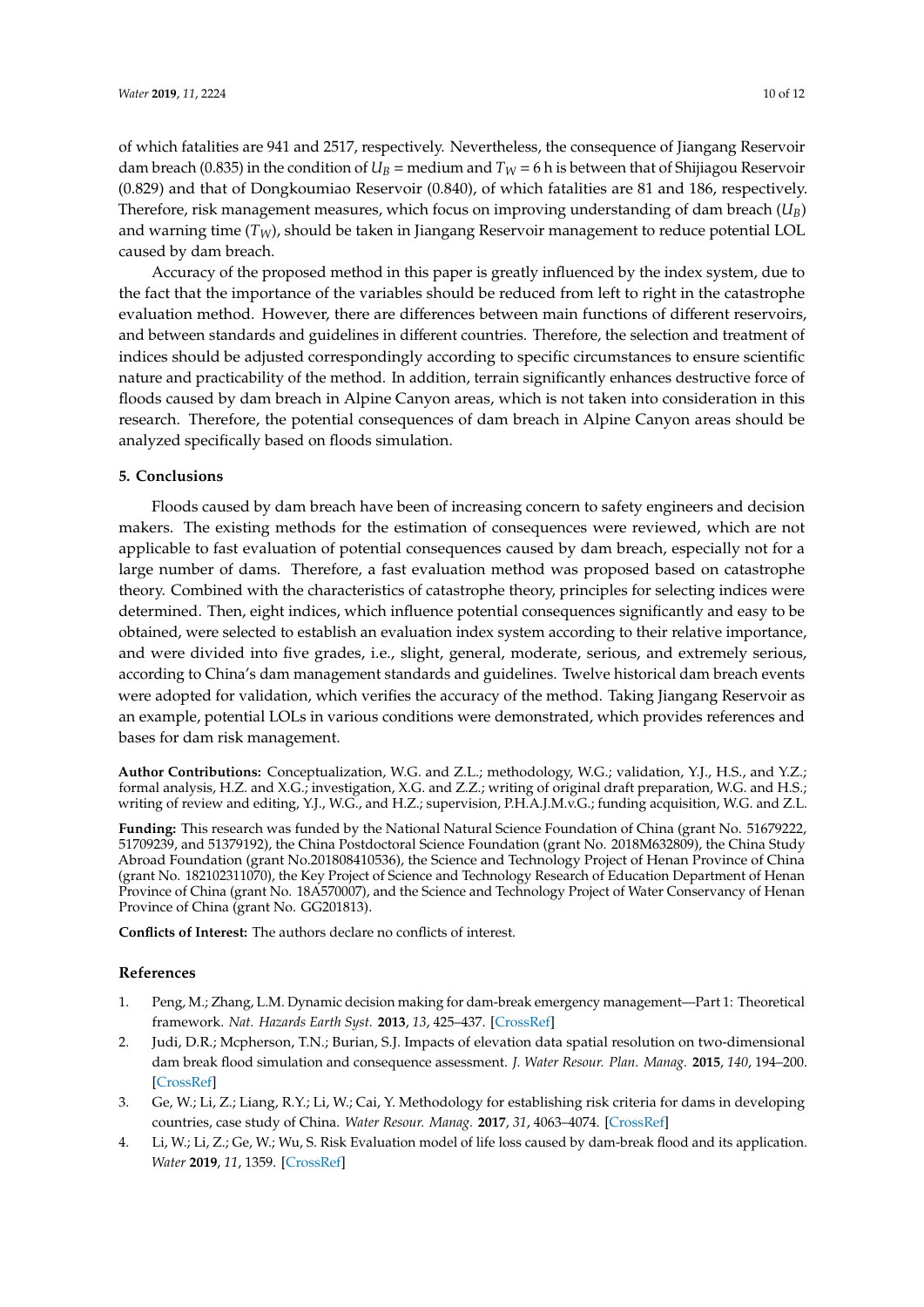of which fatalities are 941 and 2517, respectively. Nevertheless, the consequence of Jiangang Reservoir dam breach (0.835) in the condition of $U_B$ = medium and $T_W$ = 6 h is between that of Shijiagou Reservoir (0.829) and that of Dongkoumiao Reservoir (0.840), of which fatalities are 81 and 186, respectively. Therefore, risk management measures, which focus on improving understanding of dam breach ($U_B$) and warning time ($T_W$), should be taken in Jiangang Reservoir management to reduce potential LOL caused by dam breach.

Accuracy of the proposed method in this paper is greatly influenced by the index system, due to the fact that the importance of the variables should be reduced from left to right in the catastrophe evaluation method. However, there are differences between main functions of different reservoirs, and between standards and guidelines in different countries. Therefore, the selection and treatment of indices should be adjusted correspondingly according to specific circumstances to ensure scientific nature and practicability of the method. In addition, terrain significantly enhances destructive force of floods caused by dam breach in Alpine Canyon areas, which is not taken into consideration in this research. Therefore, the potential consequences of dam breach in Alpine Canyon areas should be analyzed specifically based on floods simulation.

## 5. Conclusions

Floods caused by dam breach have been of increasing concern to safety engineers and decision makers. The existing methods for the estimation of consequences were reviewed, which are not applicable to fast evaluation of potential consequences caused by dam breach, especially not for a large number of dams. Therefore, a fast evaluation method was proposed based on catastrophe theory. Combined with the characteristics of catastrophe theory, principles for selecting indices were determined. Then, eight indices, which influence potential consequences significantly and easy to be obtained, were selected to establish an evaluation index system according to their relative importance, and were divided into five grades, i.e., slight, general, moderate, serious, and extremely serious, according to China's dam management standards and guidelines. Twelve historical dam breach events were adopted for validation, which verifies the accuracy of the method. Taking Jiangang Reservoir as an example, potential LOLs in various conditions were demonstrated, which provides references and bases for dam risk management.

**Author Contributions:** Conceptualization, W.G. and Z.L.; methodology, W.G.; validation, Y.J., H.S., and Y.Z.; formal analysis, H.Z. and X.G.; investigation, X.G. and Z.Z.; writing of original draft preparation, W.G. and H.S.; writing of review and editing, Y.J., W.G., and H.Z.; supervision, P.H.A.J.M.v.G.; funding acquisition, W.G. and Z.L.

**Funding:** This research was funded by the National Natural Science Foundation of China (grant No. 51679222, 51709239, and 51379192), the China Postdoctoral Science Foundation (grant No. 2018M632809), the China Study Abroad Foundation (grant No.201808410536), the Science and Technology Project of Henan Province of China (grant No. 182102311070), the Key Project of Science and Technology Research of Education Department of Henan Province of China (grant No. 18A570007), and the Science and Technology Project of Water Conservancy of Henan Province of China (grant No. GG201813).

**Conflicts of Interest:** The authors declare no conflicts of interest.

## References

1. Peng, M.; Zhang, L.M. Dynamic decision making for dam-break emergency management—Part 1: Theoretical framework. *Nat. Hazards Earth Syst.* **2013**, *13*, 425–437. [CrossRef]
2. Judi, D.R.; Mcpherson, T.N.; Burian, S.J. Impacts of elevation data spatial resolution on two-dimensional dam break flood simulation and consequence assessment. *J. Water Resour. Plan. Manag.* **2015**, *140*, 194–200. [CrossRef]
3. Ge, W.; Li, Z.; Liang, R.Y.; Li, W.; Cai, Y. Methodology for establishing risk criteria for dams in developing countries, case study of China. *Water Resour. Manag.* **2017**, *31*, 4063–4074. [CrossRef]
4. Li, W.; Li, Z.; Ge, W.; Wu, S. Risk Evaluation model of life loss caused by dam-break flood and its application. *Water* **2019**, *11*, 1359. [CrossRef]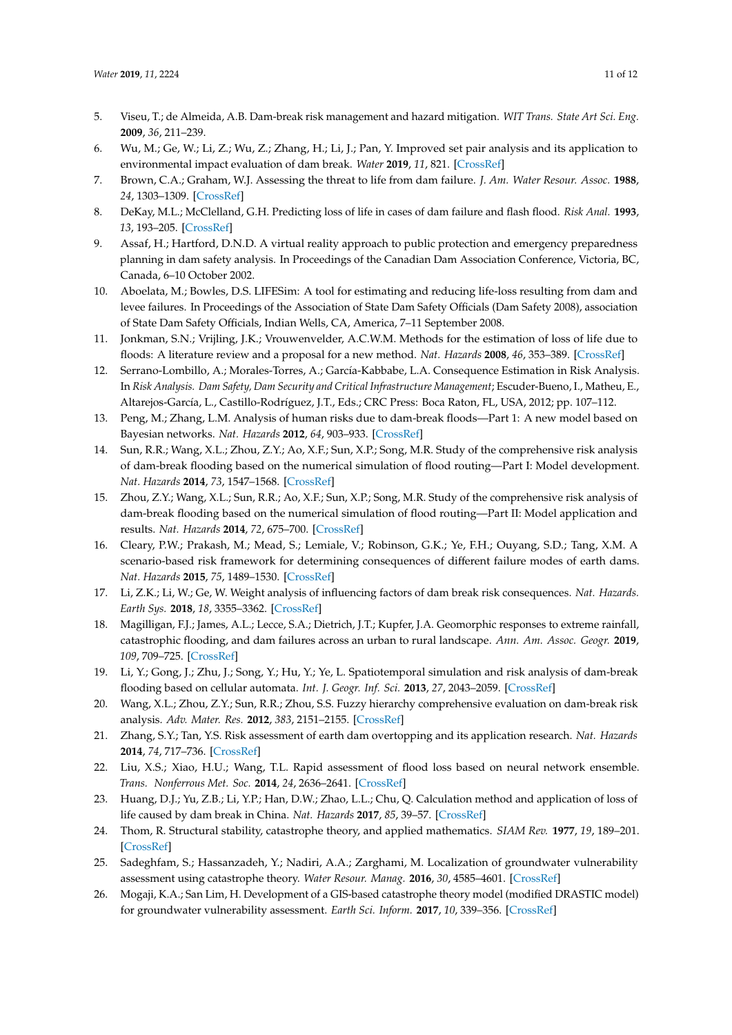5. Viseu, T.; de Almeida, A.B. Dam-break risk management and hazard mitigation. *WIT Trans. State Art Sci. Eng.* **2009**, *36*, 211–239.
6. Wu, M.; Ge, W.; Li, Z.; Wu, Z.; Zhang, H.; Li, J.; Pan, Y. Improved set pair analysis and its application to environmental impact evaluation of dam break. *Water* **2019**, *11*, 821. [CrossRef]
7. Brown, C.A.; Graham, W.J. Assessing the threat to life from dam failure. *J. Am. Water Resour. Assoc.* **1988**, *24*, 1303–1309. [CrossRef]
8. DeKay, M.L.; McClelland, G.H. Predicting loss of life in cases of dam failure and flash flood. *Risk Anal.* **1993**, *13*, 193–205. [CrossRef]
9. Assaf, H.; Hartford, D.N.D. A virtual reality approach to public protection and emergency preparedness planning in dam safety analysis. In Proceedings of the Canadian Dam Association Conference, Victoria, BC, Canada, 6–10 October 2002.
10. Aboelata, M.; Bowles, D.S. LIFESim: A tool for estimating and reducing life-loss resulting from dam and levee failures. In Proceedings of the Association of State Dam Safety Officials (Dam Safety 2008), association of State Dam Safety Officials, Indian Wells, CA, America, 7–11 September 2008.
11. Jonkman, S.N.; Vrijling, J.K.; Vrouwenvelder, A.C.W.M. Methods for the estimation of loss of life due to floods: A literature review and a proposal for a new method. *Nat. Hazards* **2008**, *46*, 353–389. [CrossRef]
12. Serrano-Lombillo, A.; Morales-Torres, A.; García-Kabbabe, L.A. Consequence Estimation in Risk Analysis. In *Risk Analysis. Dam Safety, Dam Security and Critical Infrastructure Management*; Escuder-Bueno, I., Matheu, E., Altarejos-García, L., Castillo-Rodríguez, J.T., Eds.; CRC Press: Boca Raton, FL, USA, 2012; pp. 107–112.
13. Peng, M.; Zhang, L.M. Analysis of human risks due to dam-break floods—Part 1: A new model based on Bayesian networks. *Nat. Hazards* **2012**, *64*, 903–933. [CrossRef]
14. Sun, R.R.; Wang, X.L.; Zhou, Z.Y.; Ao, X.F.; Sun, X.P.; Song, M.R. Study of the comprehensive risk analysis of dam-break flooding based on the numerical simulation of flood routing—Part I: Model development. *Nat. Hazards* **2014**, *73*, 1547–1568. [CrossRef]
15. Zhou, Z.Y.; Wang, X.L.; Sun, R.R.; Ao, X.F.; Sun, X.P.; Song, M.R. Study of the comprehensive risk analysis of dam-break flooding based on the numerical simulation of flood routing—Part II: Model application and results. *Nat. Hazards* **2014**, *72*, 675–700. [CrossRef]
16. Cleary, P.W.; Prakash, M.; Mead, S.; Lemiale, V.; Robinson, G.K.; Ye, F.H.; Ouyang, S.D.; Tang, X.M. A scenario-based risk framework for determining consequences of different failure modes of earth dams. *Nat. Hazards* **2015**, *75*, 1489–1530. [CrossRef]
17. Li, Z.K.; Li, W.; Ge, W. Weight analysis of influencing factors of dam break risk consequences. *Nat. Hazards. Earth Sys.* **2018**, *18*, 3355–3362. [CrossRef]
18. Magilligan, F.J.; James, A.L.; Lecce, S.A.; Dietrich, J.T.; Kupfer, J.A. Geomorphic responses to extreme rainfall, catastrophic flooding, and dam failures across an urban to rural landscape. *Ann. Am. Assoc. Geogr.* **2019**, *109*, 709–725. [CrossRef]
19. Li, Y.; Gong, J.; Zhu, J.; Song, Y.; Hu, Y.; Ye, L. Spatiotemporal simulation and risk analysis of dam-break flooding based on cellular automata. *Int. J. Geogr. Inf. Sci.* **2013**, *27*, 2043–2059. [CrossRef]
20. Wang, X.L.; Zhou, Z.Y.; Sun, R.R.; Zhou, S.S. Fuzzy hierarchy comprehensive evaluation on dam-break risk analysis. *Adv. Mater. Res.* **2012**, *383*, 2151–2155. [CrossRef]
21. Zhang, S.Y.; Tan, Y.S. Risk assessment of earth dam overtopping and its application research. *Nat. Hazards* **2014**, *74*, 717–736. [CrossRef]
22. Liu, X.S.; Xiao, H.U.; Wang, T.L. Rapid assessment of flood loss based on neural network ensemble. *Trans. Nonferrous Met. Soc.* **2014**, *24*, 2636–2641. [CrossRef]
23. Huang, D.J.; Yu, Z.B.; Li, Y.P.; Han, D.W.; Zhao, L.L.; Chu, Q. Calculation method and application of loss of life caused by dam break in China. *Nat. Hazards* **2017**, *85*, 39–57. [CrossRef]
24. Thom, R. Structural stability, catastrophe theory, and applied mathematics. *SIAM Rev.* **1977**, *19*, 189–201. [CrossRef]
25. Sadeghfam, S.; Hassanzadeh, Y.; Nadiri, A.A.; Zarghami, M. Localization of groundwater vulnerability assessment using catastrophe theory. *Water Resour. Manag.* **2016**, *30*, 4585–4601. [CrossRef]
26. Mogaji, K.A.; San Lim, H. Development of a GIS-based catastrophe theory model (modified DRASTIC model) for groundwater vulnerability assessment. *Earth Sci. Inform.* **2017**, *10*, 339–356. [CrossRef]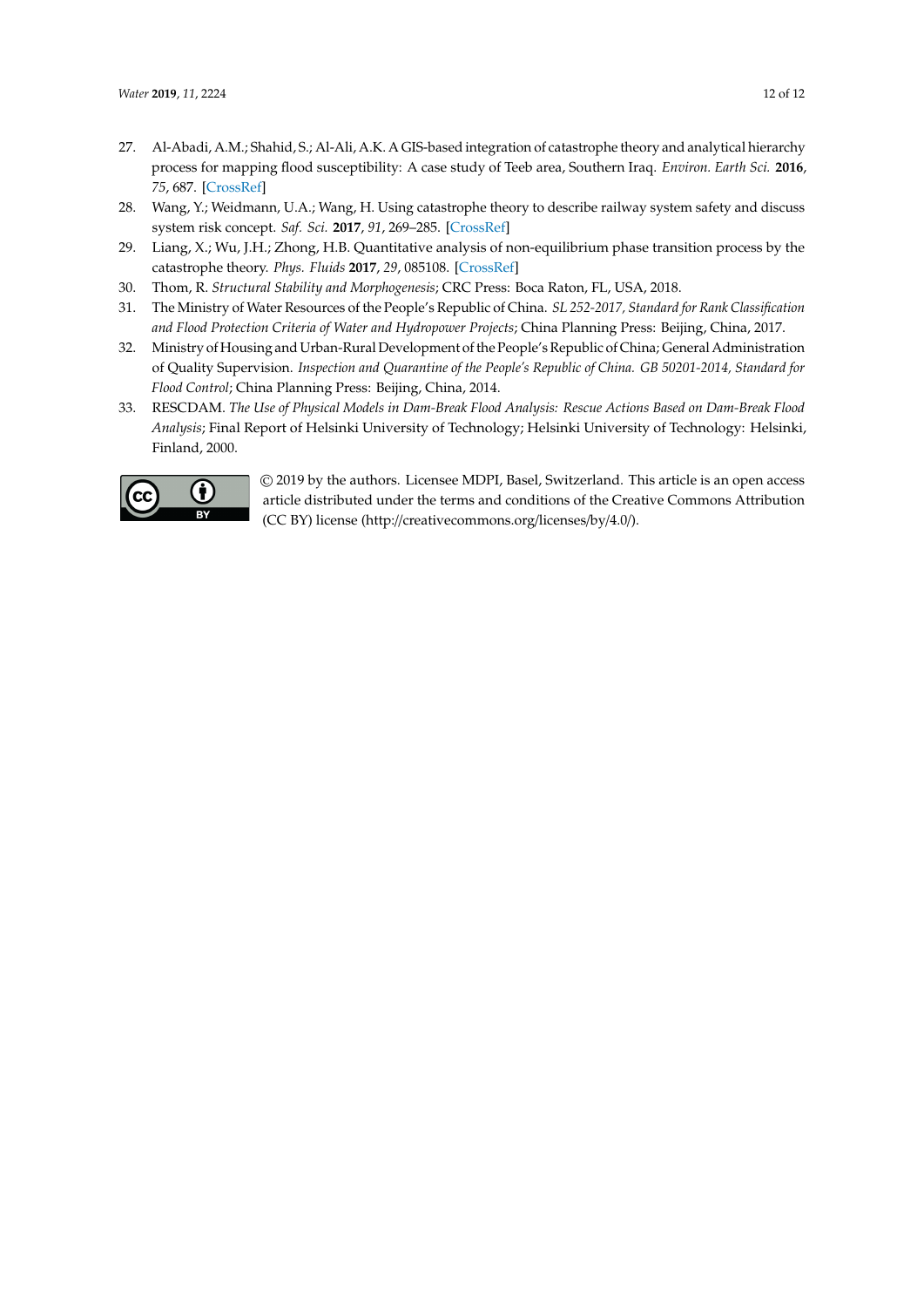27. Al-Abadi, A.M.; Shahid, S.; Al-Ali, A.K. A GIS-based integration of catastrophe theory and analytical hierarchy process for mapping flood susceptibility: A case study of Teeb area, Southern Iraq. *Environ. Earth Sci.* **2016**, *75*, 687. [CrossRef]
28. Wang, Y.; Weidmann, U.A.; Wang, H. Using catastrophe theory to describe railway system safety and discuss system risk concept. *Saf. Sci.* **2017**, *91*, 269–285. [CrossRef]
29. Liang, X.; Wu, J.H.; Zhong, H.B. Quantitative analysis of non-equilibrium phase transition process by the catastrophe theory. *Phys. Fluids* **2017**, *29*, 085108. [CrossRef]
30. Thom, R. *Structural Stability and Morphogenesis*; CRC Press: Boca Raton, FL, USA, 2018.
31. The Ministry of Water Resources of the People's Republic of China. *SL 252-2017, Standard for Rank Classification and Flood Protection Criteria of Water and Hydropower Projects*; China Planning Press: Beijing, China, 2017.
32. Ministry of Housing and Urban-Rural Development of the People's Republic of China; General Administration of Quality Supervision. *Inspection and Quarantine of the People's Republic of China. GB 50201-2014, Standard for Flood Control*; China Planning Press: Beijing, China, 2014.
33. RESCDAM. *The Use of Physical Models in Dam-Break Flood Analysis: Rescue Actions Based on Dam-Break Flood Analysis*; Final Report of Helsinki University of Technology; Helsinki University of Technology: Helsinki, Finland, 2000.

© 2019 by the authors. Licensee MDPI, Basel, Switzerland. This article is an open access article distributed under the terms and conditions of the Creative Commons Attribution (CC BY) license (http://creativecommons.org/licenses/by/4.0/).